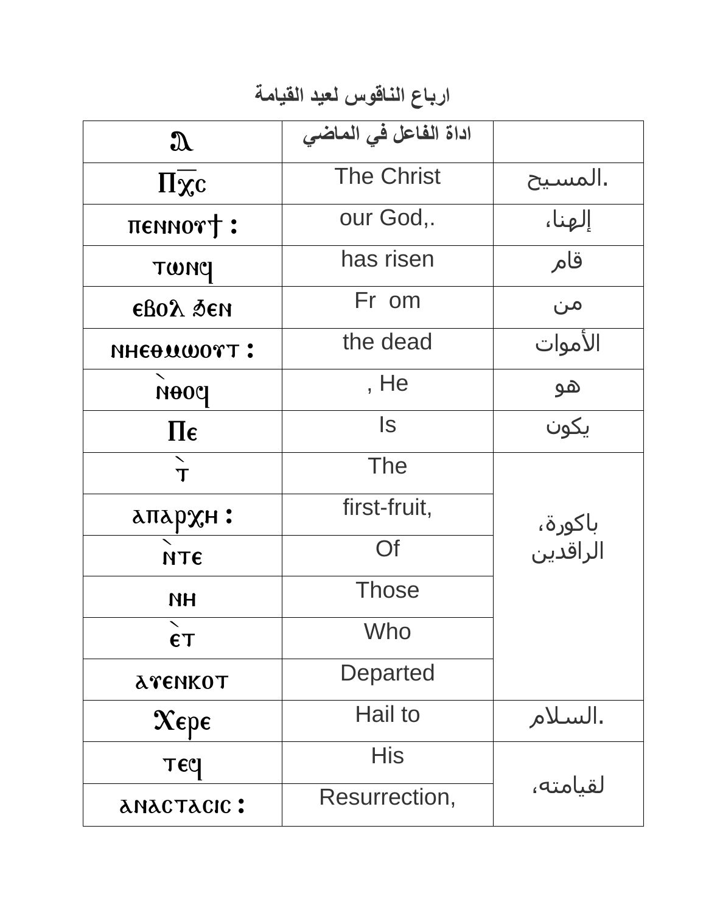# ارباع الناقوس لعيد القيامة

| ⲁ | اداة الفاعل في الماضي | |
|---|---|---|
| Ⲡⲭ̅ⲥ̅ | The Christ | المسيح. |
| ⲡⲉⲛⲛⲟⲩϯ : | our God,. | إلهنا، |
| ⲧⲱⲛϥ | has risen | قام |
| ⲉⲃⲟⲗ ϧⲉⲛ | Fr om | من |
| ⲛⲏⲉⲑⲙⲱⲟⲩⲧ : | the dead | الأموات |
| ⲛ̀ⲑⲟϥ | , He | هو |
| Ⲡⲉ | Is | يكون |
| ⲧ̀ | The | باكورة، الراقدين |
| ⲁⲡⲁⲣⲭⲏ : | first-fruit, | |
| ⲛ̀ⲧⲉ | Of | |
| ⲛⲏ | Those | |
| ⲉ̀ⲧ | Who | |
| ⲁⲩⲉⲛⲕⲟⲧ | Departed | |
| Ⲭⲉⲣⲉ | Hail to | السلام. |
| ⲧⲉϥ | His | لقيامته، |
| ⲁⲛⲁⲥⲧⲁⲥⲓⲥ : | Resurrection, | |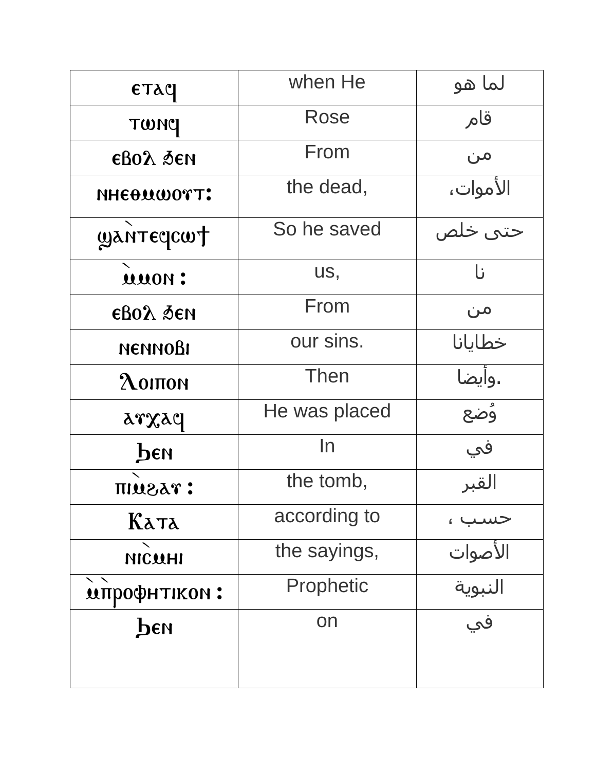| ⲉⲧⲁϥ | when He | لما هو |
|---|---|---|
| ⲧⲱⲛϥ | Rose | قام |
| ⲉⲃⲟⲗ ϧⲉⲛ | From | من |
| ⲛⲏⲉⲑⲙⲱⲟⲩⲧ: | the dead, | الأموات، |
| ϣⲁⲛ̀ⲧⲉϥⲥⲱϯ | So he saved | حتى خلص |
| ̀ⲙⲙⲟⲛ : | us, | نا |
| ⲉⲃⲟⲗ ϧⲉⲛ | From | من |
| ⲛⲉⲛⲛⲟⲃⲓ | our sins. | خطايانا |
| Ⲗⲟⲓⲡⲟⲛ | Then | وأيضا. |
| ⲁⲩⲭⲁϥ | He was placed | وُضع |
| ϧⲉⲛ | In | في |
| ⲡⲓ̀ⲙϩⲁⲩ : | the tomb, | القبر |
| Ⲕⲁⲧⲁ | according to | حسب ، |
| ⲛⲓⲥ̀ⲙⲏⲓ | the sayings, | الأصوات |
| ̀ⲙ̀ⲡⲣⲟⲫⲏⲧⲓⲕⲟⲛ : | Prophetic | النبوية |
| ϧⲉⲛ | on | في |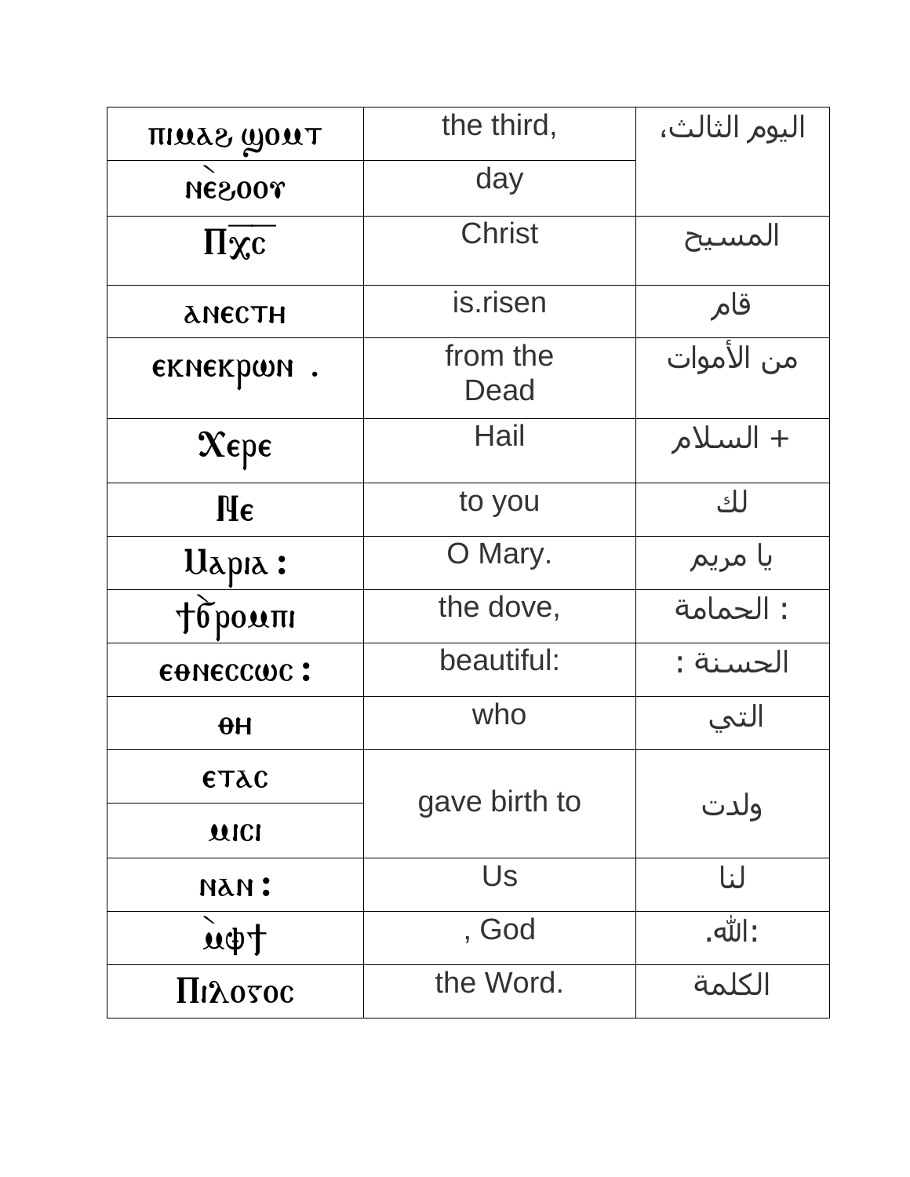| ⲡⲓⲙⲁϩ ϣⲟⲙⲧ | the third, | اليوم الثالث، |
|---|---|---|
| ⲛ̀ⲉϩⲟⲟⲩ | day | |
| Ⲡⲭ̅ⲥ̅ | Christ | المسيح |
| ⲁⲛⲉⲥⲧⲏ | is.risen | قام |
| ⲉⲕⲛⲉⲕⲣⲱⲛ . | from the Dead | من الأموات |
| Ⲭⲉⲣⲉ | Hail | + السلام |
| Ⲛⲉ | to you | لك |
| Ⲙⲁⲣⲓⲁ : | O Mary. | يا مريم |
| ϯϭ̀ⲣⲟⲙⲡⲓ | the dove, | الحمامة : |
| ⲉⲑⲛⲉⲥⲥⲱⲥ : | beautiful: | الحسنة : |
| ⲑⲏ | who | التي |
| ⲉⲧⲁⲥ | gave birth to | ولدت |
| ⲙⲓⲥⲓ | | |
| ⲛⲁⲛ : | Us | لنا |
| ⲙ̀ⲫϯ | , God | .الله: |
| Ⲡⲓⲗⲟⲅⲟⲥ | the Word. | الكلمة |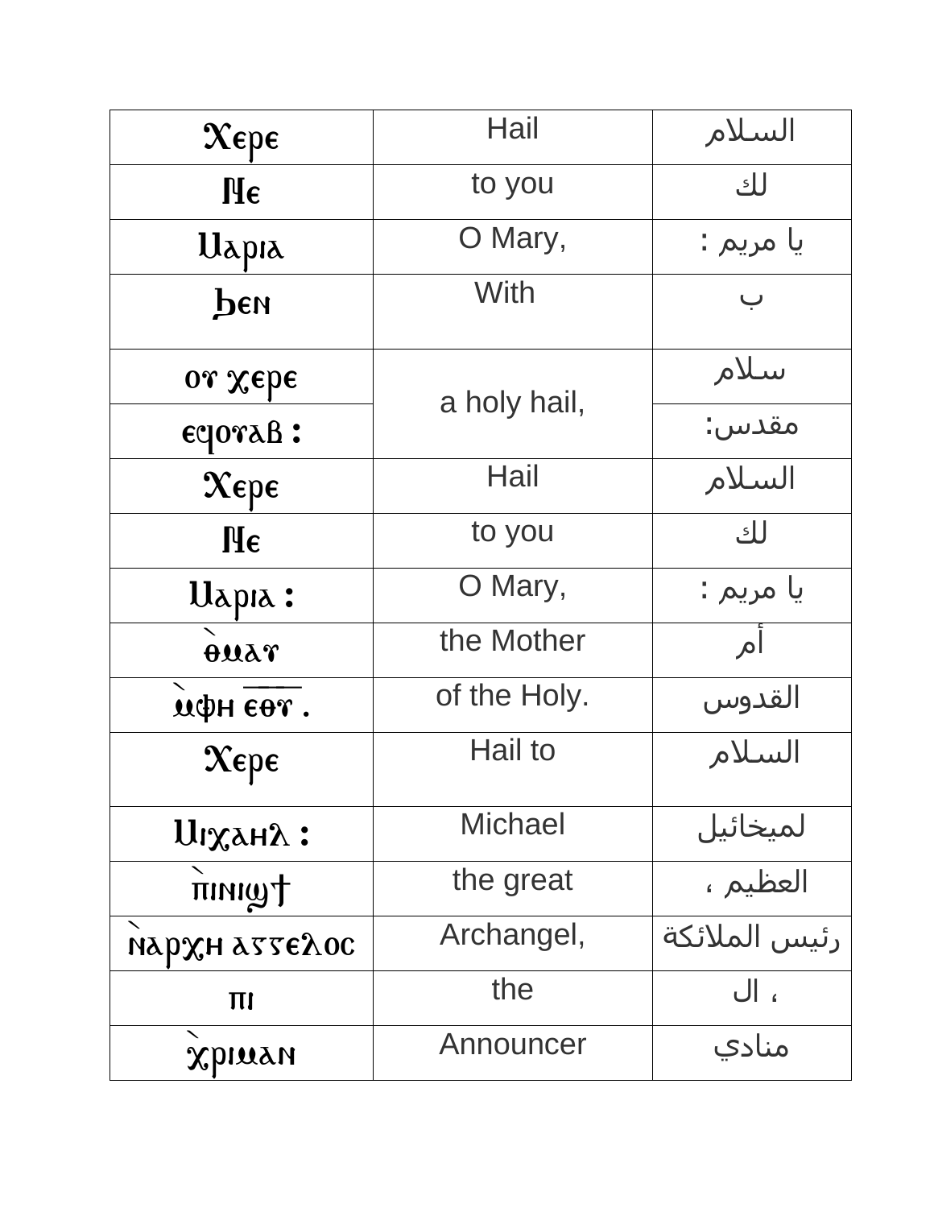| Ϫⲉⲣⲉ | Hail | السلام |
|---|---|---|
| Ⲛⲉ | to you | لك |
| Ⲙⲁⲣⲓⲁ | O Mary, | يا مريم : |
| Ϧⲉⲛ | With | ب |
| ⲟⲩ ⲭⲉⲣⲉ | a holy hail, | سلام |
| ⲉϥⲟⲩⲁⲃ : | | مقدس: |
| Ϫⲉⲣⲉ | Hail | السلام |
| Ⲛⲉ | to you | لك |
| Ⲙⲁⲣⲓⲁ : | O Mary, | يا مريم : |
| ⲑ̀ⲙⲁⲩ | the Mother | أم |
| ⲙ̀ⲫⲏ ⲉⲑⲩ . | of the Holy. | القدوس |
| Ϫⲉⲣⲉ | Hail to | السلام |
| Ⲙⲓⲭⲁⲏⲗ : | Michael | لميخائيل |
| ⲡ̀ⲡⲓⲛⲓϣϯ | the great | العظيم ، |
| ⲛ̀ⲁⲣⲭⲏ ⲁⲅⲅⲉⲗⲟⲥ | Archangel, | رئيس الملائكة |
| ⲡⲓ | the | ، ال |
| ⲭ̀ⲣⲓⲙⲁⲛ | Announcer | منادي |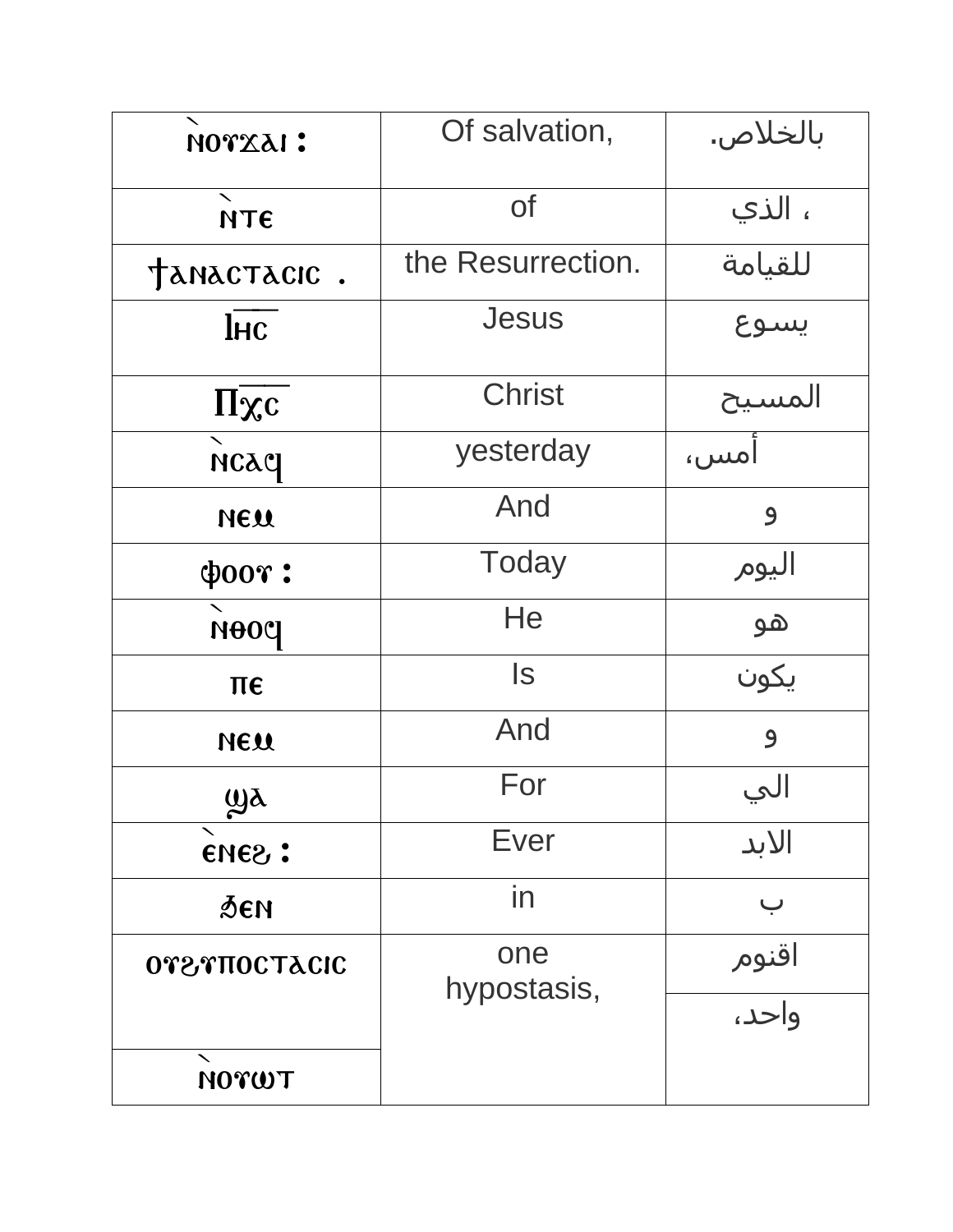| ̀ⲚⲞⲨϪⲀⲒ : | Of salvation, | بالخلاص. |
| --- | --- | --- |
| ̀ⲚⲦⲈ | of | ، الذي |
| ϯⲀⲚⲀⲤⲦⲀⲤⲒⲤ . | the Resurrection. | للقيامة |
| Ⲓⲏ̅ⲥ̅ | Jesus | يسوع |
| Ⲡⲭ̅ⲥ̅ | Christ | المسيح |
| ̀ⲚⲤⲀϤ | yesterday | أمس، |
| ⲚⲈⲘ | And | و |
| ⲪⲞⲞⲨ : | Today | اليوم |
| ̀ⲚⲐⲞϤ | He | هو |
| ⲠⲈ | Is | يكون |
| ⲚⲈⲘ | And | و |
| ϢⲀ | For | الي |
| ̀ⲈⲚⲈϨ : | Ever | الابد |
| ϦⲈⲚ | in | ب |
| ⲞⲨϨⲨⲠⲞⲤⲦⲀⲤⲒⲤ | one hypostasis, | اقنوم |
| | | واحد، |
| ̀ⲚⲞⲨⲰⲦ | | |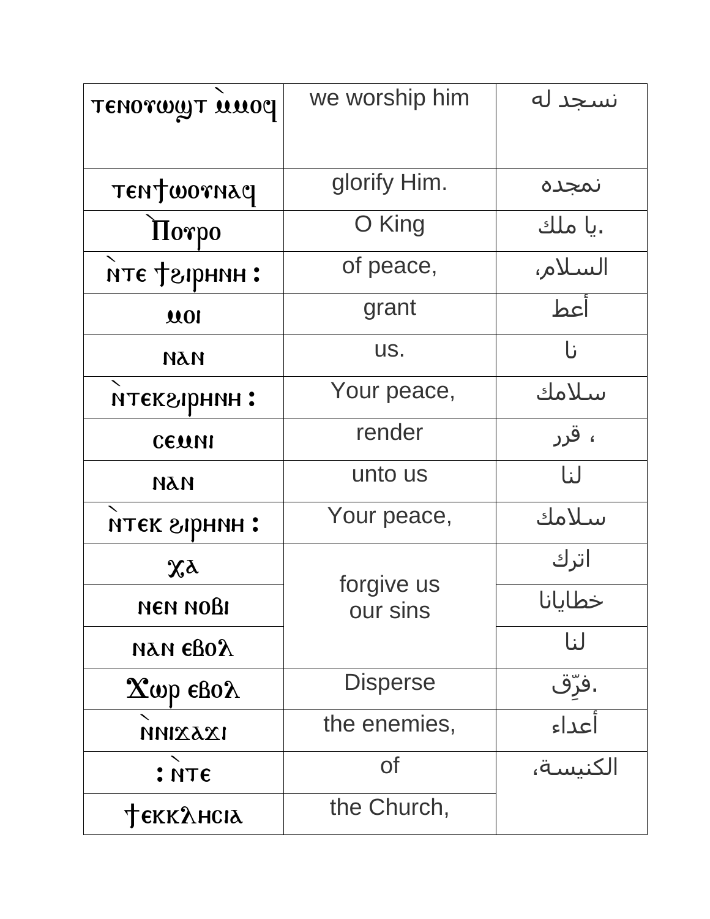| ⲧⲉⲛⲟⲩⲱϣⲧ ⲙ̀ⲙⲟϥ | we worship him | نسجد له |
|---|---|---|
| ⲧⲉⲛϯⲱⲟⲩⲛⲁϥ | glorify Him. | نمجده |
| Ⲡ̀ⲟⲩⲣⲟ | O King | يا ملك. |
| ⲛ̀ⲧⲉ ϯϩⲓⲣⲏⲛⲏ : | of peace, | السلام، |
| ⲙⲟⲓ | grant | أعط |
| ⲛⲁⲛ | us. | نا |
| ⲛ̀ⲧⲉⲕϩⲓⲣⲏⲛⲏ : | Your peace, | سلامك |
| ⲥⲉⲙⲛⲓ | render | قرر ، |
| ⲛⲁⲛ | unto us | لنا |
| ⲛ̀ⲧⲉⲕ ϩⲓⲣⲏⲛⲏ : | Your peace, | سلامك |
| ⲭⲁ | forgive us our sins | اترك |
| ⲛⲉⲛ ⲛⲟⲃⲓ | | خطايانا |
| ⲛⲁⲛ ⲉⲃⲟⲗ | | لنا |
| Ⲭⲱⲣ ⲉⲃⲟⲗ | Disperse | فرّق. |
| ⲛ̀ⲛⲓϫⲁϫⲓ | the enemies, | أعداء |
| : ⲛ̀ⲧⲉ | of | الكنيسة، |
| ϯⲉⲕⲕⲗⲏⲥⲓⲁ | the Church, | |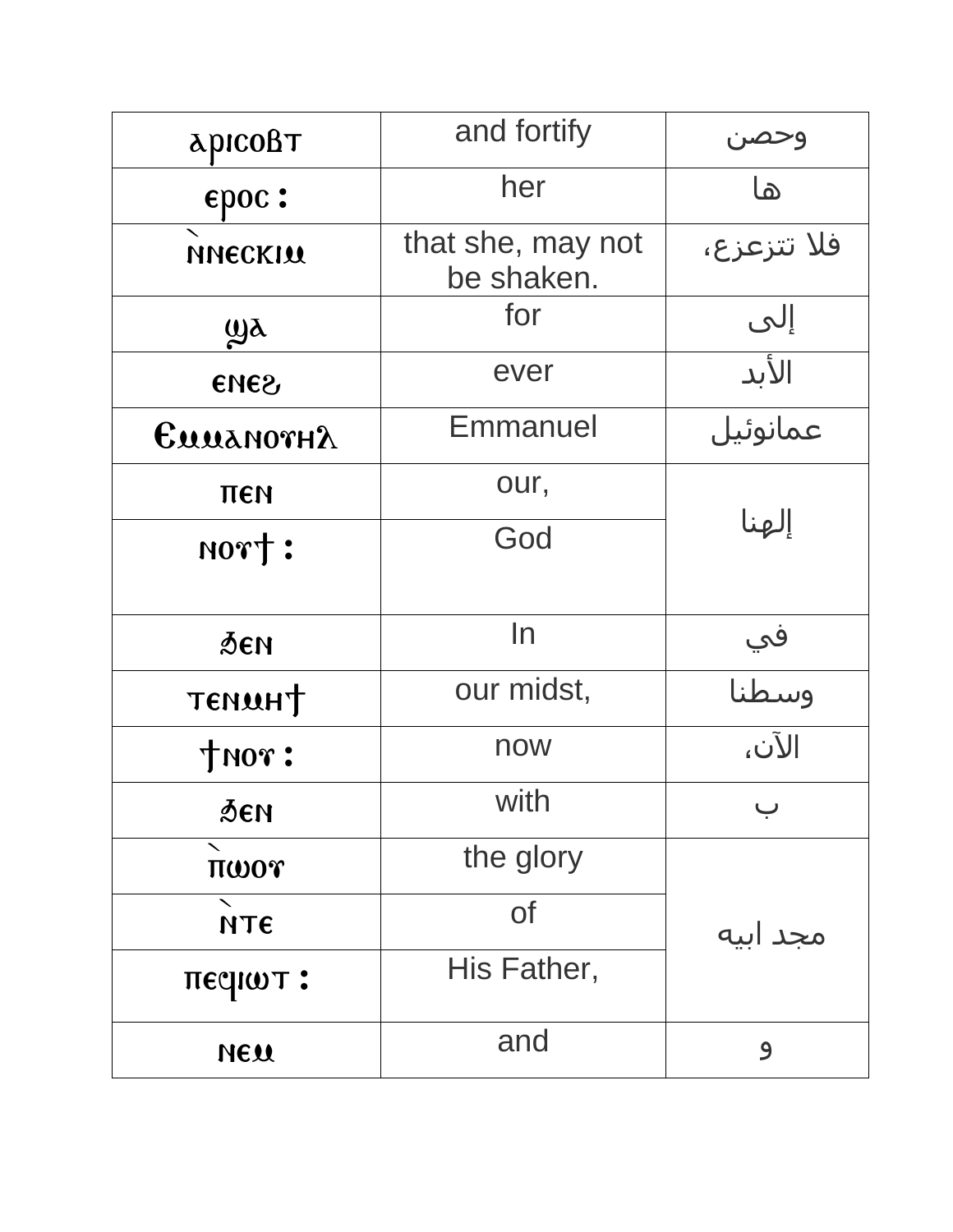| | | |
|---|---|---|
| ⲁⲣⲓⲥⲟⲃⲧ | and fortify | وحصن |
| ⲉⲣⲟⲥ: | her | ها |
| ⲛ̀ⲛⲉⲥⲕⲓⲙ | that she, may not be shaken. | فلا تتزعزع، |
| ϣⲁ | for | إلى |
| ⲉⲛⲉϩ | ever | الأبد |
| Ⲉⲙⲙⲁⲛⲟⲩⲏⲗ | Emmanuel | عمانوئيل |
| ⲡⲉⲛ | our, | إلهنا |
| ⲛⲟⲩϯ: | God | |
| ϧⲉⲛ | In | في |
| ⲧⲉⲛⲙⲏϯ | our midst, | وسطنا |
| ϯⲛⲟⲩ: | now | الآن، |
| ϧⲉⲛ | with | ب |
| ⲡ̀ⲱⲟⲩ | the glory | مجد ابيه |
| ⲛ̀ⲧⲉ | of | |
| ⲡⲉϥⲓⲱⲧ: | His Father, | |
| ⲛⲉⲙ | and | و |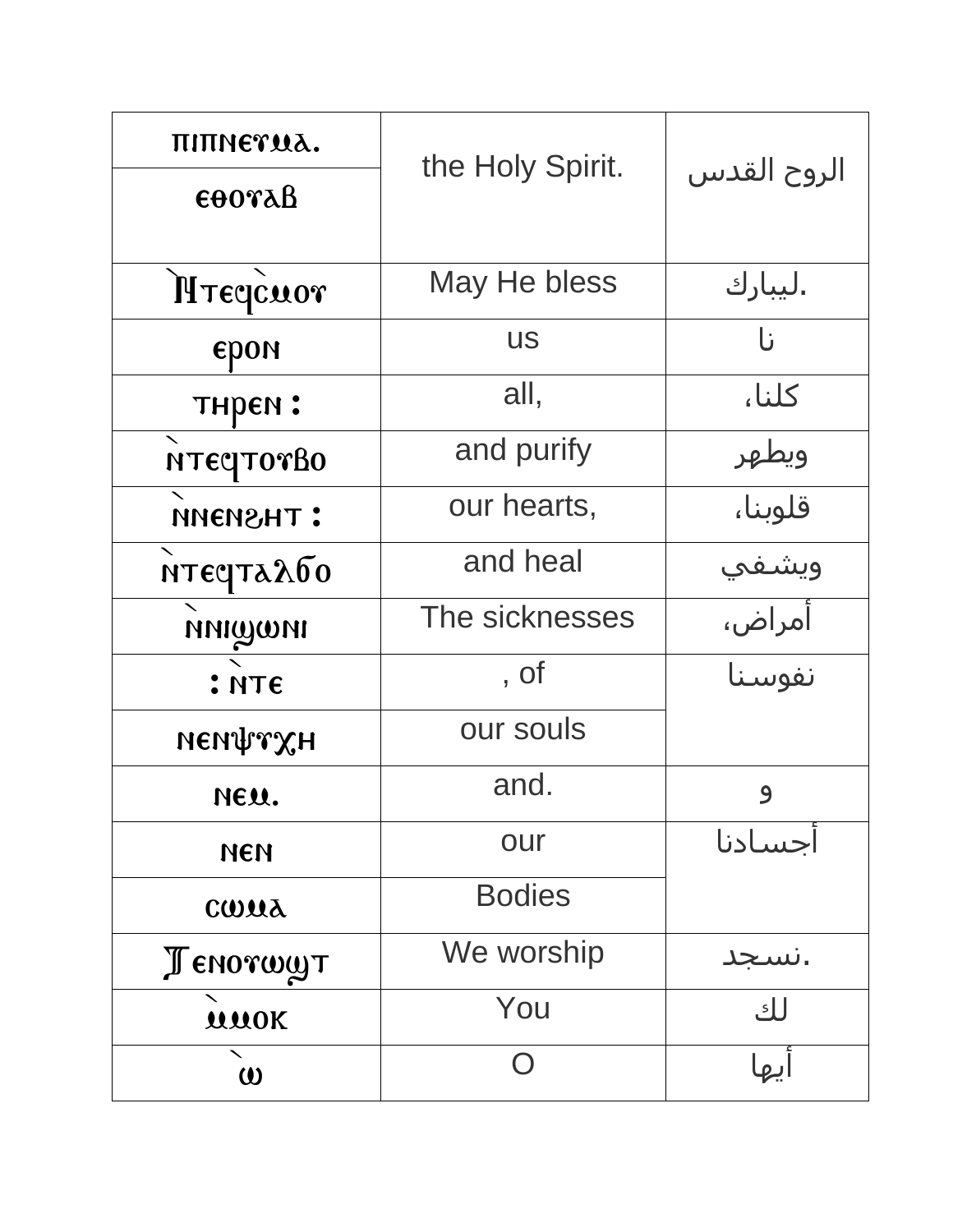| ⲡⲓⲡⲛⲉⲩⲙⲁ. | the Holy Spirit. | الروح القدس |
|---|---|---|
| ⲉⲑⲟⲩⲁⲃ | | |
| ⲛ̀ⲧⲉϥⲥ̀ⲙⲟⲩ | May He bless | ليبارك. |
| ⲉⲣⲟⲛ | us | نا |
| ⲧⲏⲣⲉⲛ : | all, | كلنا، |
| ⲛ̀ⲧⲉϥⲧⲟⲩⲃⲟ | and purify | ويطهر |
| ⲛ̀ⲛⲉⲛϩⲏⲧ : | our hearts, | قلوبنا، |
| ⲛ̀ⲧⲉϥⲧⲁⲗϭⲟ | and heal | ويشفي |
| ⲛ̀ⲛⲓϣⲱⲛⲓ | The sicknesses | أمراض، |
| : ⲛ̀ⲧⲉ | , of | نفوسنا |
| ⲛⲉⲛⲯⲩⲭⲏ | our souls | |
| ⲛⲉⲙ. | and. | و |
| ⲛⲉⲛ | our | أجسادنا |
| ⲥⲱⲙⲁ | Bodies | |
| Ⲧⲉⲛⲟⲩⲱϣⲧ | We worship | نسجد. |
| ⲙ̀ⲙⲟⲕ | You | لك |
| ̀ⲱ | O | أيها |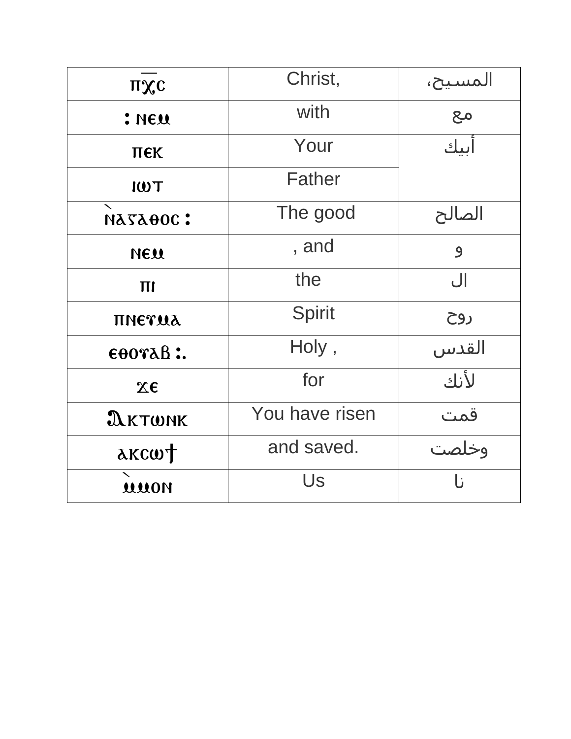| | | |
|---|---|---|
| ⲡ̅ⲭ̅ⲥ | Christ, | المسيح، |
| ⁚ ⲛⲉⲙ | with | مع |
| ⲡⲉⲕ | Your | أبيك |
| ⲓⲱⲧ | Father | |
| ⲛ̀ⲁⲅⲁⲑⲟⲥ ⁚ | The good | الصالح |
| ⲛⲉⲙ | , and | و |
| ⲡⲓ | the | ال |
| ⲡⲛⲉⲩⲙⲁ | Spirit | روح |
| ⲉⲑⲟⲩⲁⲃ ⁚. | Holy , | القدس |
| ϫⲉ | for | لأنك |
| Ⲁⲕⲧⲱⲛⲕ | You have risen | قمت |
| ⲁⲕⲥⲱϯ | and saved. | وخلصت |
| ⲙ̀ⲙⲟⲛ | Us | نا |